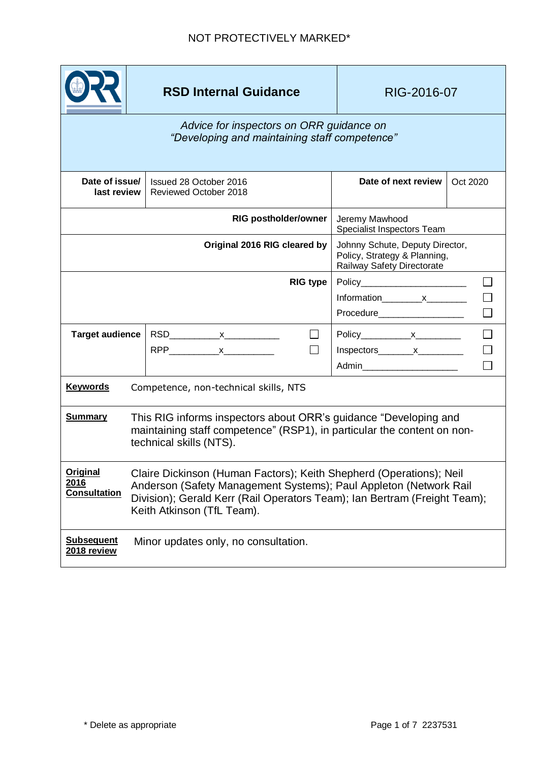NOT PROTECTIVELY MARKED*

| | **RSD Internal Guidance** | RIG-2016-07 | |
|---|---|---|---|
| *Advice for inspectors on ORR guidance on "Developing and maintaining staff competence"* | | | |
| **Date of issue/ last review** | Issued 28 October 2016<br>Reviewed October 2018 | **Date of next review** | Oct 2020 |
| **RIG postholder/owner** | | Jeremy Mawhood<br>Specialist Inspectors Team | |
| **Original 2016 RIG cleared by** | | Johnny Schute, Deputy Director, Policy, Strategy & Planning, Railway Safety Directorate | |
| **RIG type** | | Policy____________________ ☐<br>Information_______x_______ ☐<br>Procedure________________ ☐ | |
| **Target audience** | RSD_________x__________ ☐<br>RPP_________x_________ ☐ | Policy_________x________ ☐<br>Inspectors_______x________ ☐<br>Admin__________________ ☐ | |
| **Keywords** | Competence, non-technical skills, NTS | | |
| **Summary** | This RIG informs inspectors about ORR's guidance "Developing and maintaining staff competence" (RSP1), in particular the content on non-technical skills (NTS). | | |
| **Original 2016 Consultation** | Claire Dickinson (Human Factors); Keith Shepherd (Operations); Neil Anderson (Safety Management Systems); Paul Appleton (Network Rail Division); Gerald Kerr (Rail Operators Team); Ian Bertram (Freight Team); Keith Atkinson (TfL Team). | | |
| **Subsequent 2018 review** | Minor updates only, no consultation. | | |

\* Delete as appropriate

2237531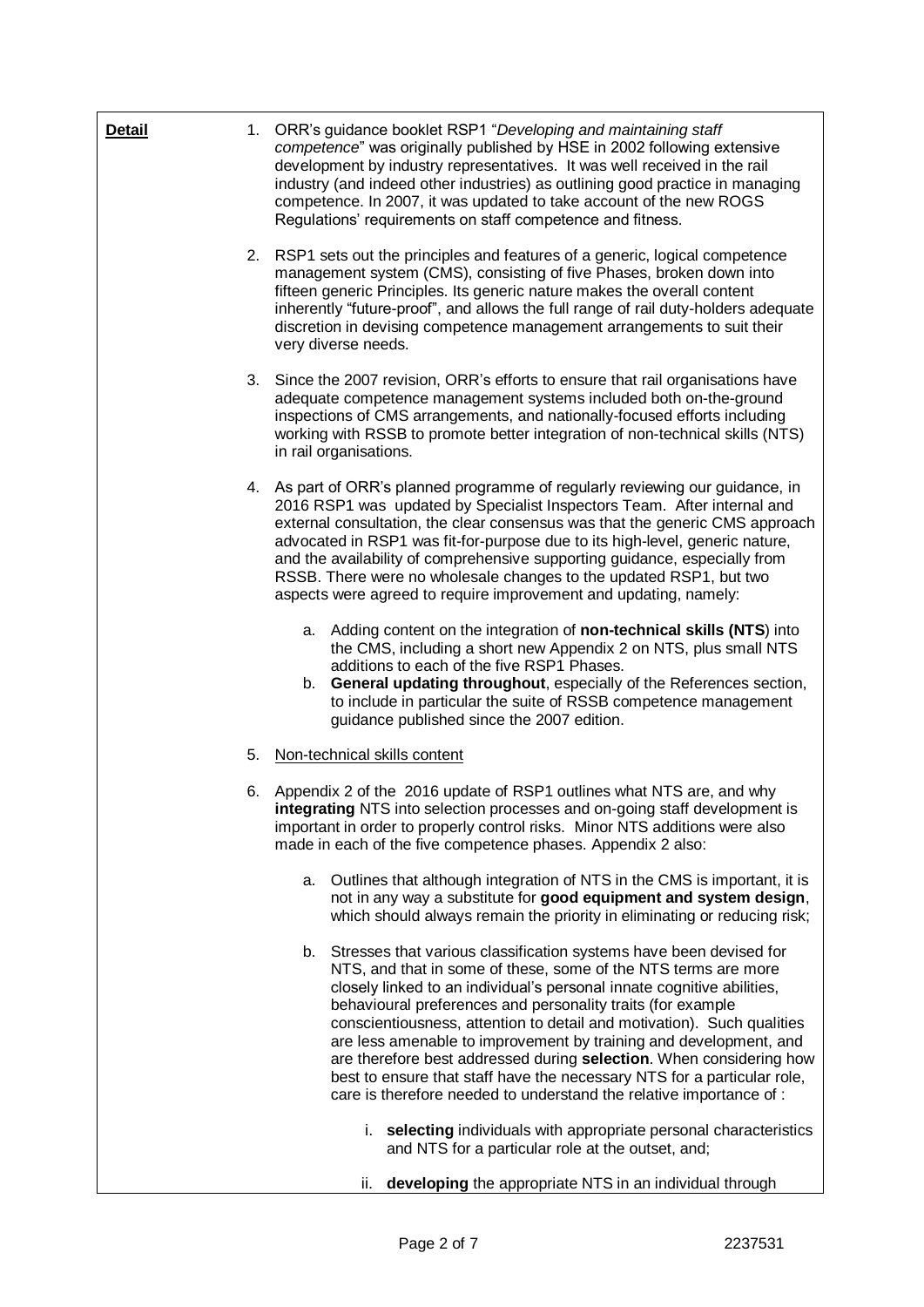**Detail**

1. ORR's guidance booklet RSP1 "*Developing and maintaining staff competence*" was originally published by HSE in 2002 following extensive development by industry representatives. It was well received in the rail industry (and indeed other industries) as outlining good practice in managing competence. In 2007, it was updated to take account of the new ROGS Regulations' requirements on staff competence and fitness.

2. RSP1 sets out the principles and features of a generic, logical competence management system (CMS), consisting of five Phases, broken down into fifteen generic Principles. Its generic nature makes the overall content inherently "future-proof", and allows the full range of rail duty-holders adequate discretion in devising competence management arrangements to suit their very diverse needs.

3. Since the 2007 revision, ORR's efforts to ensure that rail organisations have adequate competence management systems included both on-the-ground inspections of CMS arrangements, and nationally-focused efforts including working with RSSB to promote better integration of non-technical skills (NTS) in rail organisations.

4. As part of ORR's planned programme of regularly reviewing our guidance, in 2016 RSP1 was updated by Specialist Inspectors Team. After internal and external consultation, the clear consensus was that the generic CMS approach advocated in RSP1 was fit-for-purpose due to its high-level, generic nature, and the availability of comprehensive supporting guidance, especially from RSSB. There were no wholesale changes to the updated RSP1, but two aspects were agreed to require improvement and updating, namely:

   a. Adding content on the integration of **non-technical skills (NTS**) into the CMS, including a short new Appendix 2 on NTS, plus small NTS additions to each of the five RSP1 Phases.
   b. **General updating throughout**, especially of the References section, to include in particular the suite of RSSB competence management guidance published since the 2007 edition.

5. <u>Non-technical skills content</u>

6. Appendix 2 of the 2016 update of RSP1 outlines what NTS are, and why **integrating** NTS into selection processes and on-going staff development is important in order to properly control risks. Minor NTS additions were also made in each of the five competence phases. Appendix 2 also:

   a. Outlines that although integration of NTS in the CMS is important, it is not in any way a substitute for **good equipment and system design**, which should always remain the priority in eliminating or reducing risk;

   b. Stresses that various classification systems have been devised for NTS, and that in some of these, some of the NTS terms are more closely linked to an individual's personal innate cognitive abilities, behavioural preferences and personality traits (for example conscientiousness, attention to detail and motivation). Such qualities are less amenable to improvement by training and development, and are therefore best addressed during **selection**. When considering how best to ensure that staff have the necessary NTS for a particular role, care is therefore needed to understand the relative importance of :

      i. **selecting** individuals with appropriate personal characteristics and NTS for a particular role at the outset, and;

      ii. **developing** the appropriate NTS in an individual through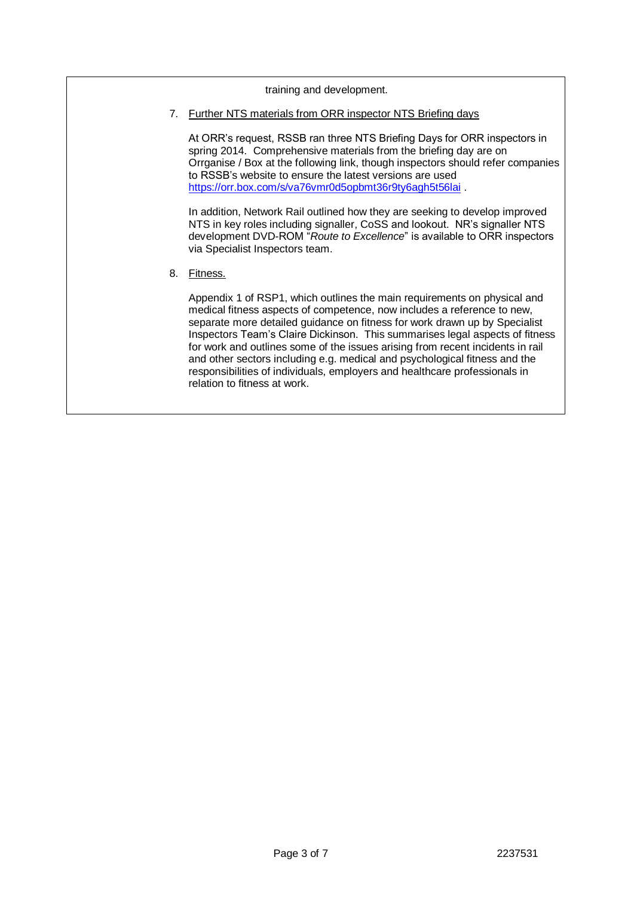training and development.

7. <u>Further NTS materials from ORR inspector NTS Briefing days</u>

   At ORR's request, RSSB ran three NTS Briefing Days for ORR inspectors in spring 2014. Comprehensive materials from the briefing day are on Orrganise / Box at the following link, though inspectors should refer companies to RSSB's website to ensure the latest versions are used https://orr.box.com/s/va76vmr0d5opbmt36r9ty6agh5t56lai .

   In addition, Network Rail outlined how they are seeking to develop improved NTS in key roles including signaller, CoSS and lookout. NR's signaller NTS development DVD-ROM "*Route to Excellence*" is available to ORR inspectors via Specialist Inspectors team.

8. <u>Fitness.</u>

   Appendix 1 of RSP1, which outlines the main requirements on physical and medical fitness aspects of competence, now includes a reference to new, separate more detailed guidance on fitness for work drawn up by Specialist Inspectors Team's Claire Dickinson. This summarises legal aspects of fitness for work and outlines some of the issues arising from recent incidents in rail and other sectors including e.g. medical and psychological fitness and the responsibilities of individuals, employers and healthcare professionals in relation to fitness at work.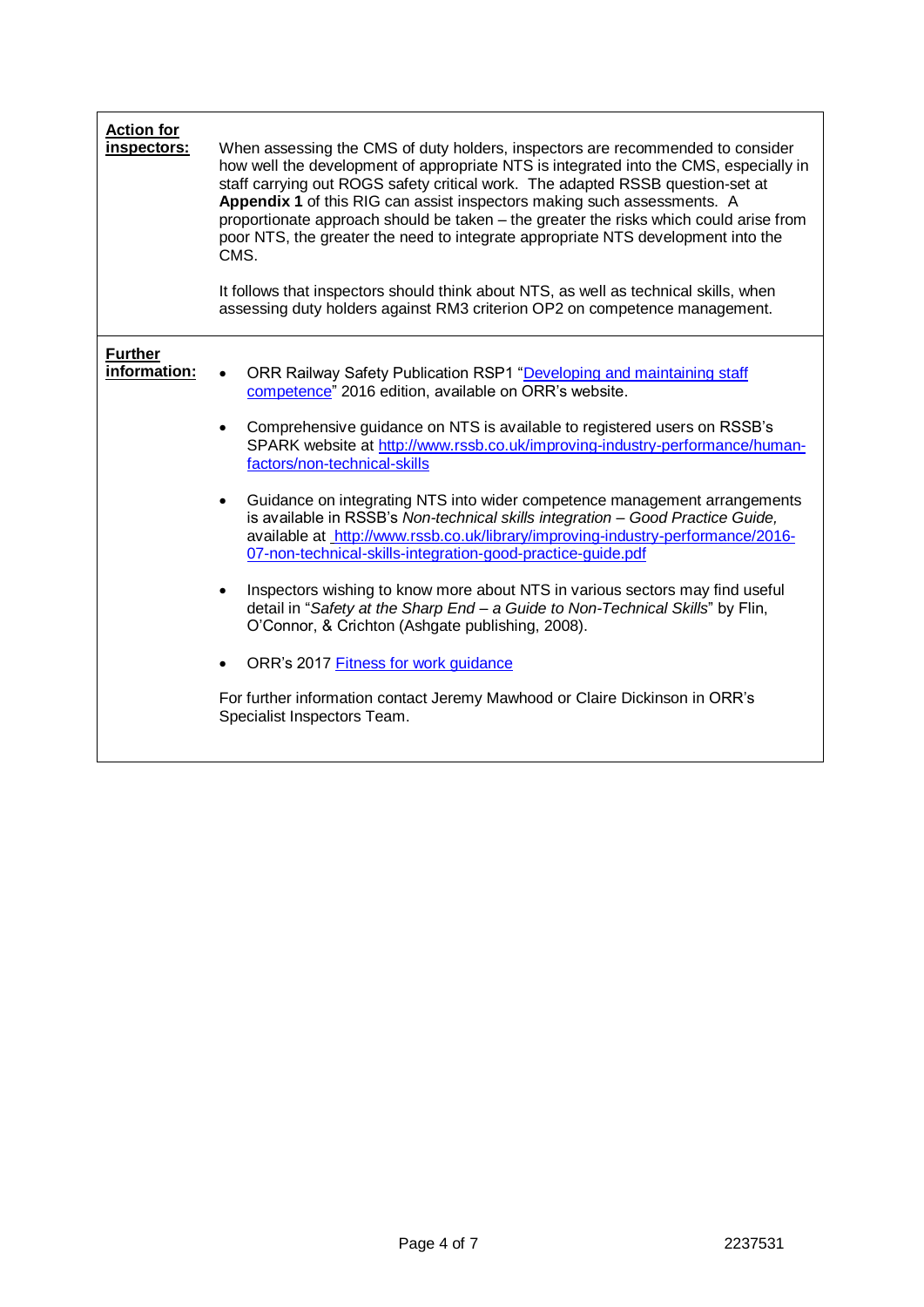| | |
|---|---|
| **Action for inspectors:** | When assessing the CMS of duty holders, inspectors are recommended to consider how well the development of appropriate NTS is integrated into the CMS, especially in staff carrying out ROGS safety critical work. The adapted RSSB question-set at **Appendix 1** of this RIG can assist inspectors making such assessments. A proportionate approach should be taken – the greater the risks which could arise from poor NTS, the greater the need to integrate appropriate NTS development into the CMS.<br><br>It follows that inspectors should think about NTS, as well as technical skills, when assessing duty holders against RM3 criterion OP2 on competence management. |
| **Further information:** | • ORR Railway Safety Publication RSP1 "Developing and maintaining staff competence" 2016 edition, available on ORR's website.<br><br>• Comprehensive guidance on NTS is available to registered users on RSSB's SPARK website at http://www.rssb.co.uk/improving-industry-performance/human-factors/non-technical-skills<br><br>• Guidance on integrating NTS into wider competence management arrangements is available in RSSB's *Non-technical skills integration – Good Practice Guide,* available at http://www.rssb.co.uk/library/improving-industry-performance/2016-07-non-technical-skills-integration-good-practice-guide.pdf<br><br>• Inspectors wishing to know more about NTS in various sectors may find useful detail in "*Safety at the Sharp End – a Guide to Non-Technical Skills*" by Flin, O'Connor, & Crichton (Ashgate publishing, 2008).<br><br>• ORR's 2017 Fitness for work guidance<br><br>For further information contact Jeremy Mawhood or Claire Dickinson in ORR's Specialist Inspectors Team. |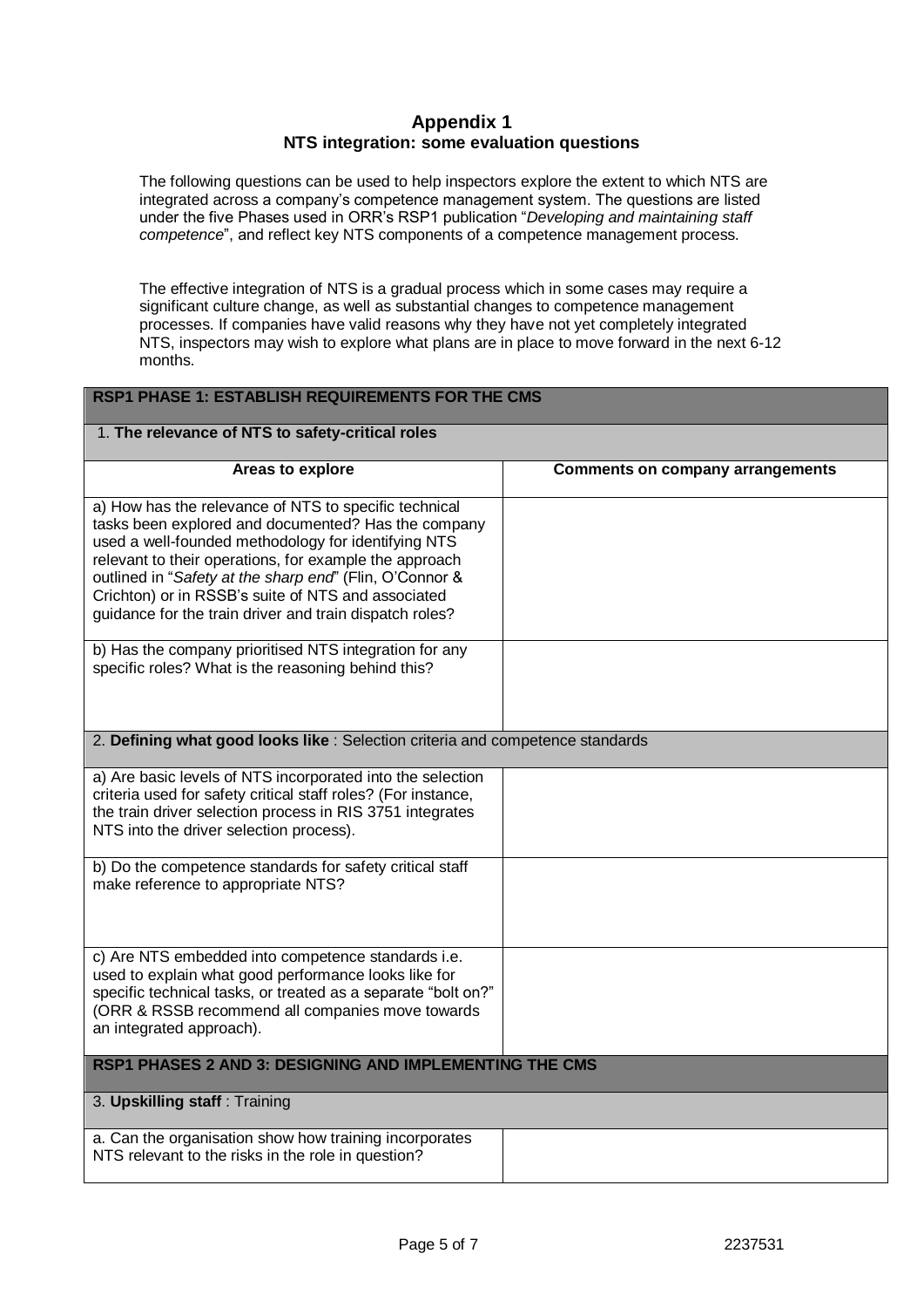## Appendix 1
## NTS integration: some evaluation questions

The following questions can be used to help inspectors explore the extent to which NTS are integrated across a company's competence management system. The questions are listed under the five Phases used in ORR's RSP1 publication "*Developing and maintaining staff competence*", and reflect key NTS components of a competence management process.

The effective integration of NTS is a gradual process which in some cases may require a significant culture change, as well as substantial changes to competence management processes. If companies have valid reasons why they have not yet completely integrated NTS, inspectors may wish to explore what plans are in place to move forward in the next 6-12 months.

| **RSP1 PHASE 1: ESTABLISH REQUIREMENTS FOR THE CMS** | |
|---|---|
| 1. **The relevance of NTS to safety-critical roles** | |
| **Areas to explore** | **Comments on company arrangements** |
| a) How has the relevance of NTS to specific technical tasks been explored and documented? Has the company used a well-founded methodology for identifying NTS relevant to their operations, for example the approach outlined in "*Safety at the sharp end*" (Flin, O'Connor & Crichton) or in RSSB's suite of NTS and associated guidance for the train driver and train dispatch roles? | |
| b) Has the company prioritised NTS integration for any specific roles? What is the reasoning behind this? | |
| 2. **Defining what good looks like** : Selection criteria and competence standards | |
| a) Are basic levels of NTS incorporated into the selection criteria used for safety critical staff roles? (For instance, the train driver selection process in RIS 3751 integrates NTS into the driver selection process). | |
| b) Do the competence standards for safety critical staff make reference to appropriate NTS? | |
| c) Are NTS embedded into competence standards i.e. used to explain what good performance looks like for specific technical tasks, or treated as a separate "bolt on?" (ORR & RSSB recommend all companies move towards an integrated approach). | |
| **RSP1 PHASES 2 AND 3: DESIGNING AND IMPLEMENTING THE CMS** | |
| 3. **Upskilling staff** : Training | |
| a. Can the organisation show how training incorporates NTS relevant to the risks in the role in question? | |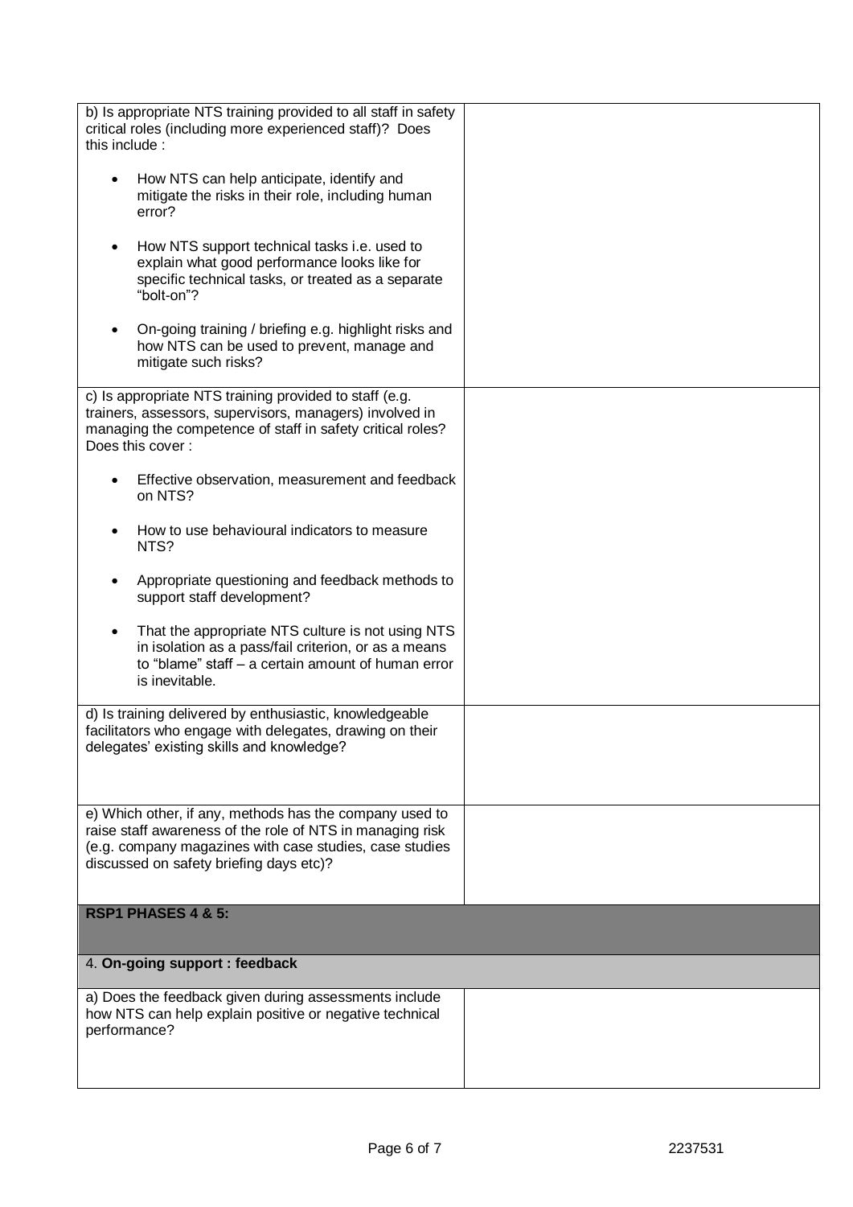| | |
|---|---|
| b) Is appropriate NTS training provided to all staff in safety critical roles (including more experienced staff)? Does this include :<br><br>• How NTS can help anticipate, identify and mitigate the risks in their role, including human error?<br><br>• How NTS support technical tasks i.e. used to explain what good performance looks like for specific technical tasks, or treated as a separate "bolt-on"?<br><br>• On-going training / briefing e.g. highlight risks and how NTS can be used to prevent, manage and mitigate such risks? | |
| c) Is appropriate NTS training provided to staff (e.g. trainers, assessors, supervisors, managers) involved in managing the competence of staff in safety critical roles? Does this cover :<br><br>• Effective observation, measurement and feedback on NTS?<br><br>• How to use behavioural indicators to measure NTS?<br><br>• Appropriate questioning and feedback methods to support staff development?<br><br>• That the appropriate NTS culture is not using NTS in isolation as a pass/fail criterion, or as a means to "blame" staff – a certain amount of human error is inevitable. | |
| d) Is training delivered by enthusiastic, knowledgeable facilitators who engage with delegates, drawing on their delegates' existing skills and knowledge? | |
| e) Which other, if any, methods has the company used to raise staff awareness of the role of NTS in managing risk (e.g. company magazines with case studies, case studies discussed on safety briefing days etc)? | |
| **RSP1 PHASES 4 & 5:** | |
| 4. **On-going support : feedback** | |
| a) Does the feedback given during assessments include how NTS can help explain positive or negative technical performance? | |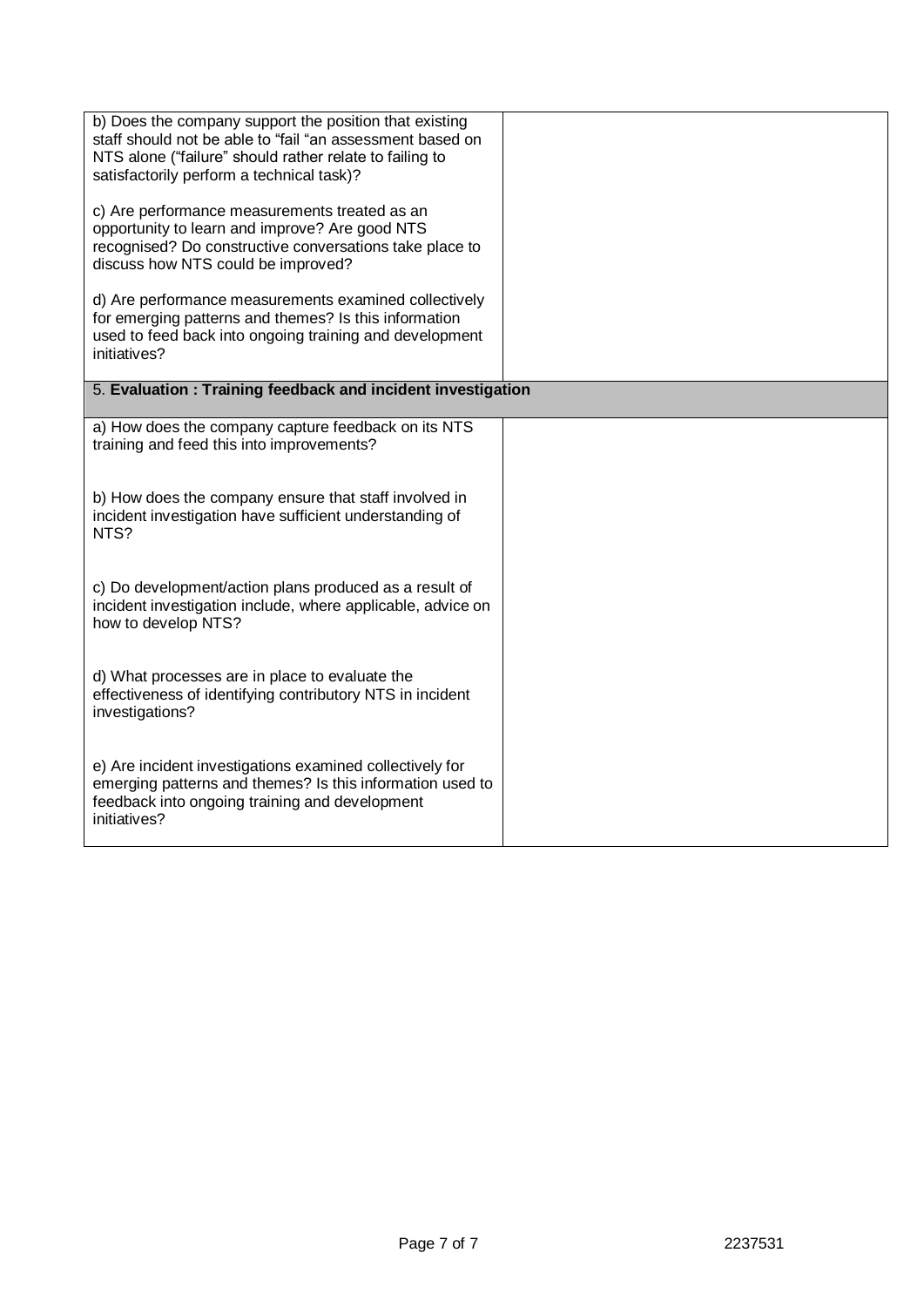| | |
|---|---|
| b) Does the company support the position that existing staff should not be able to "fail "an assessment based on NTS alone ("failure" should rather relate to failing to satisfactorily perform a technical task)?<br><br>c) Are performance measurements treated as an opportunity to learn and improve? Are good NTS recognised? Do constructive conversations take place to discuss how NTS could be improved?<br><br>d) Are performance measurements examined collectively for emerging patterns and themes? Is this information used to feed back into ongoing training and development initiatives? | |
| 5. **Evaluation : Training feedback and incident investigation** | |
| a) How does the company capture feedback on its NTS training and feed this into improvements?<br><br>b) How does the company ensure that staff involved in incident investigation have sufficient understanding of NTS?<br><br>c) Do development/action plans produced as a result of incident investigation include, where applicable, advice on how to develop NTS?<br><br>d) What processes are in place to evaluate the effectiveness of identifying contributory NTS in incident investigations?<br><br>e) Are incident investigations examined collectively for emerging patterns and themes? Is this information used to feedback into ongoing training and development initiatives? | |

2237531